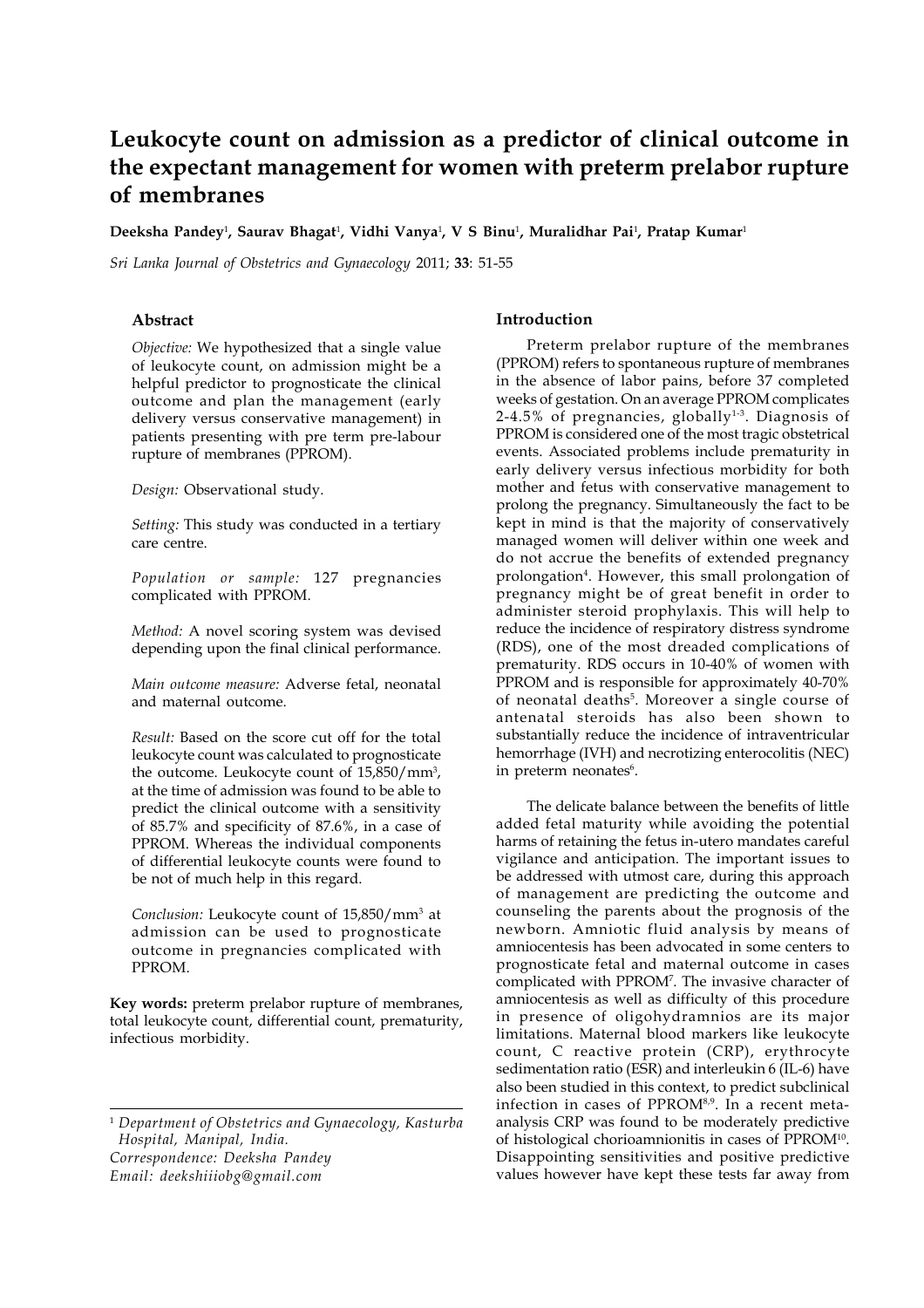# Leukocyte count on admission as a predictor of clinical outcome in the expectant management for women with preterm prelabor rupture of membranes

**Deeksha Pandey[1], Saurav Bhagat[1], Vidhi Vanya[1], V S Binu[1], Muralidhar Pai[1], Pratap Kumar[1]**

*Sri Lanka Journal of Obstetrics and Gynaecology* 2011; **33**: 51-55

## Abstract

*Objective:* We hypothesized that a single value of leukocyte count, on admission might be a helpful predictor to prognosticate the clinical outcome and plan the management (early delivery versus conservative management) in patients presenting with pre term pre-labour rupture of membranes (PPROM).

*Design:* Observational study.

*Setting:* This study was conducted in a tertiary care centre.

*Population or sample:* 127 pregnancies complicated with PPROM.

*Method:* A novel scoring system was devised depending upon the final clinical performance.

*Main outcome measure:* Adverse fetal, neonatal and maternal outcome.

*Result:* Based on the score cut off for the total leukocyte count was calculated to prognosticate the outcome. Leukocyte count of 15,850/mm$^3$, at the time of admission was found to be able to predict the clinical outcome with a sensitivity of 85.7% and specificity of 87.6%, in a case of PPROM. Whereas the individual components of differential leukocyte counts were found to be not of much help in this regard.

*Conclusion:* Leukocyte count of 15,850/mm$^3$ at admission can be used to prognosticate outcome in pregnancies complicated with PPROM.

**Key words:** preterm prelabor rupture of membranes, total leukocyte count, differential count, prematurity, infectious morbidity.

[1] *Department of Obstetrics and Gynaecology, Kasturba Hospital, Manipal, India.*
*Correspondence: Deeksha Pandey*
*Email: deekshiiiobg@gmail.com*

## Introduction

Preterm prelabor rupture of the membranes (PPROM) refers to spontaneous rupture of membranes in the absence of labor pains, before 37 completed weeks of gestation. On an average PPROM complicates 2-4.5% of pregnancies, globally[1-3]. Diagnosis of PPROM is considered one of the most tragic obstetrical events. Associated problems include prematurity in early delivery versus infectious morbidity for both mother and fetus with conservative management to prolong the pregnancy. Simultaneously the fact to be kept in mind is that the majority of conservatively managed women will deliver within one week and do not accrue the benefits of extended pregnancy prolongation[4]. However, this small prolongation of pregnancy might be of great benefit in order to administer steroid prophylaxis. This will help to reduce the incidence of respiratory distress syndrome (RDS), one of the most dreaded complications of prematurity. RDS occurs in 10-40% of women with PPROM and is responsible for approximately 40-70% of neonatal deaths[5]. Moreover a single course of antenatal steroids has also been shown to substantially reduce the incidence of intraventricular hemorrhage (IVH) and necrotizing enterocolitis (NEC) in preterm neonates[6].

The delicate balance between the benefits of little added fetal maturity while avoiding the potential harms of retaining the fetus in-utero mandates careful vigilance and anticipation. The important issues to be addressed with utmost care, during this approach of management are predicting the outcome and counseling the parents about the prognosis of the newborn. Amniotic fluid analysis by means of amniocentesis has been advocated in some centers to prognosticate fetal and maternal outcome in cases complicated with PPROM[7]. The invasive character of amniocentesis as well as difficulty of this procedure in presence of oligohydramnios are its major limitations. Maternal blood markers like leukocyte count, C reactive protein (CRP), erythrocyte sedimentation ratio (ESR) and interleukin 6 (IL-6) have also been studied in this context, to predict subclinical infection in cases of PPROM[8,9]. In a recent meta-analysis CRP was found to be moderately predictive of histological chorioamnionitis in cases of PPROM[10]. Disappointing sensitivities and positive predictive values however have kept these tests far away from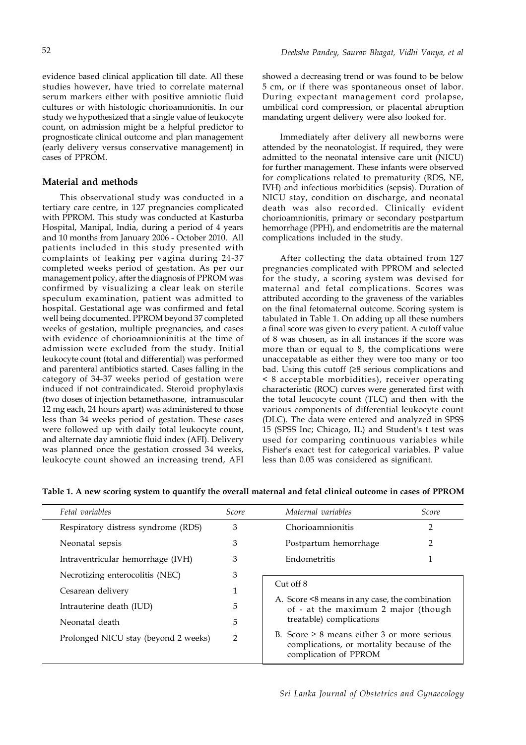evidence based clinical application till date. All these studies however, have tried to correlate maternal serum markers either with positive amniotic fluid cultures or with histologic chorioamnionitis. In our study we hypothesized that a single value of leukocyte count, on admission might be a helpful predictor to prognosticate clinical outcome and plan management (early delivery versus conservative management) in cases of PPROM.

## Material and methods

This observational study was conducted in a tertiary care centre, in 127 pregnancies complicated with PPROM. This study was conducted at Kasturba Hospital, Manipal, India, during a period of 4 years and 10 months from January 2006 - October 2010. All patients included in this study presented with complaints of leaking per vagina during 24-37 completed weeks period of gestation. As per our management policy, after the diagnosis of PPROM was confirmed by visualizing a clear leak on sterile speculum examination, patient was admitted to hospital. Gestational age was confirmed and fetal well being documented. PPROM beyond 37 completed weeks of gestation, multiple pregnancies, and cases with evidence of chorioamnioninitis at the time of admission were excluded from the study. Initial leukocyte count (total and differential) was performed and parenteral antibiotics started. Cases falling in the category of 34-37 weeks period of gestation were induced if not contraindicated. Steroid prophylaxis (two doses of injection betamethasone, intramuscular 12 mg each, 24 hours apart) was administered to those less than 34 weeks period of gestation. These cases were followed up with daily total leukocyte count, and alternate day amniotic fluid index (AFI). Delivery was planned once the gestation crossed 34 weeks, leukocyte count showed an increasing trend, AFI showed a decreasing trend or was found to be below 5 cm, or if there was spontaneous onset of labor. During expectant management cord prolapse, umbilical cord compression, or placental abruption mandating urgent delivery were also looked for.

Immediately after delivery all newborns were attended by the neonatologist. If required, they were admitted to the neonatal intensive care unit (NICU) for further management. These infants were observed for complications related to prematurity (RDS, NE, IVH) and infectious morbidities (sepsis). Duration of NICU stay, condition on discharge, and neonatal death was also recorded. Clinically evident chorioamnionitis, primary or secondary postpartum hemorrhage (PPH), and endometritis are the maternal complications included in the study.

After collecting the data obtained from 127 pregnancies complicated with PPROM and selected for the study, a scoring system was devised for maternal and fetal complications. Scores was attributed according to the graveness of the variables on the final fetomaternal outcome. Scoring system is tabulated in Table 1. On adding up all these numbers a final score was given to every patient. A cutoff value of 8 was chosen, as in all instances if the score was more than or equal to 8, the complications were unacceptable as either they were too many or too bad. Using this cutoff (≥8 serious complications and < 8 acceptable morbidities), receiver operating characteristic (ROC) curves were generated first with the total leucocyte count (TLC) and then with the various components of differential leukocyte count (DLC). The data were entered and analyzed in SPSS 15 (SPSS Inc; Chicago, IL) and Student's t test was used for comparing continuous variables while Fisher's exact test for categorical variables. P value less than 0.05 was considered as significant.

**Table 1. A new scoring system to quantify the overall maternal and fetal clinical outcome in cases of PPROM**

| *Fetal variables* | *Score* | *Maternal variables* | *Score* |
|---|---|---|---|
| Respiratory distress syndrome (RDS) | 3 | Chorioamnionitis | 2 |
| Neonatal sepsis | 3 | Postpartum hemorrhage | 2 |
| Intraventricular hemorrhage (IVH) | 3 | Endometritis | 1 |
| Necrotizing enterocolitis (NEC) | 3 | | |
| Cesarean delivery | 1 | | |
| Intrauterine death (IUD) | 5 | | |
| Neonatal death | 5 | | |
| Prolonged NICU stay (beyond 2 weeks) | 2 | | |

Cut off 8

A. Score <8 means in any case, the combination of - at the maximum 2 major (though treatable) complications

B. Score ≥ 8 means either 3 or more serious complications, or mortality because of the complication of PPROM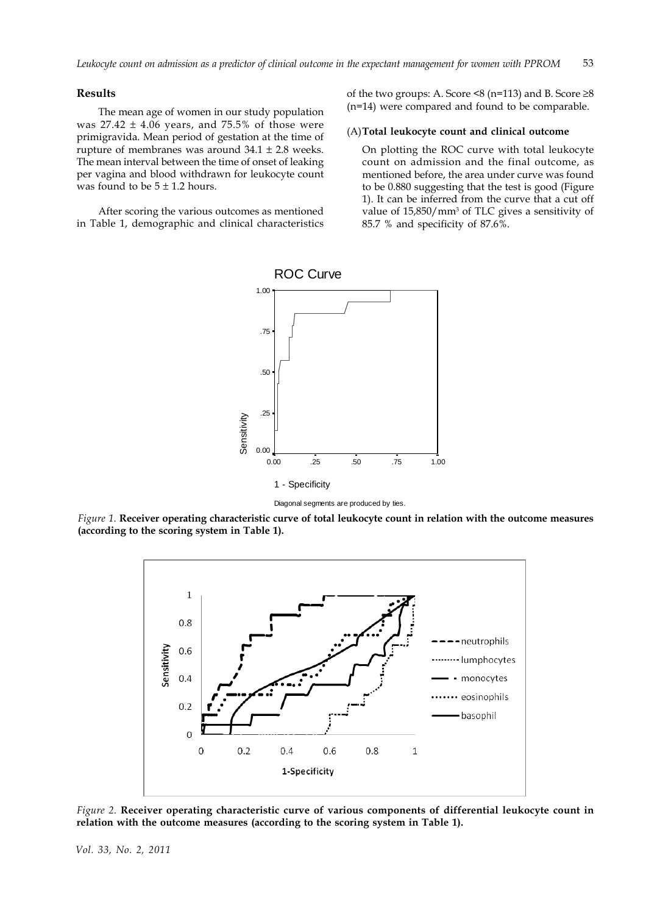## Results

The mean age of women in our study population was 27.42 ± 4.06 years, and 75.5% of those were primigravida. Mean period of gestation at the time of rupture of membranes was around 34.1 ± 2.8 weeks. The mean interval between the time of onset of leaking per vagina and blood withdrawn for leukocyte count was found to be 5 ± 1.2 hours.

After scoring the various outcomes as mentioned in Table 1, demographic and clinical characteristics of the two groups: A. Score <8 (n=113) and B. Score ≥8 (n=14) were compared and found to be comparable.

### (A) Total leukocyte count and clinical outcome

On plotting the ROC curve with total leukocyte count on admission and the final outcome, as mentioned before, the area under curve was found to be 0.880 suggesting that the test is good (Figure 1). It can be inferred from the curve that a cut off value of 15,850/mm$^3$ of TLC gives a sensitivity of 85.7 % and specificity of 87.6%.

*Figure 1.* **Receiver operating characteristic curve of total leukocyte count in relation with the outcome measures (according to the scoring system in Table 1).**

*Figure 2.* **Receiver operating characteristic curve of various components of differential leukocyte count in relation with the outcome measures (according to the scoring system in Table 1).**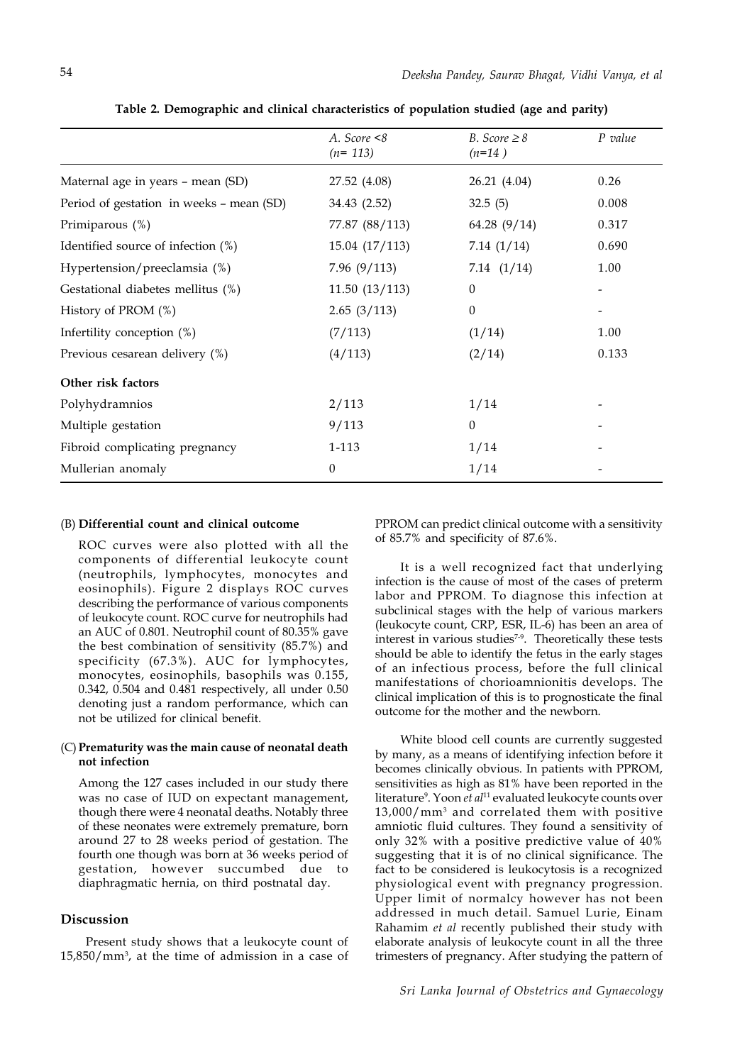**Table 2. Demographic and clinical characteristics of population studied (age and parity)**

| | *A. Score <8 (n= 113)* | *B. Score ≥ 8 (n=14 )* | *P value* |
|---|---|---|---|
| Maternal age in years – mean (SD) | 27.52 (4.08) | 26.21 (4.04) | 0.26 |
| Period of gestation in weeks – mean (SD) | 34.43 (2.52) | 32.5 (5) | 0.008 |
| Primiparous (%) | 77.87 (88/113) | 64.28 (9/14) | 0.317 |
| Identified source of infection (%) | 15.04 (17/113) | 7.14 (1/14) | 0.690 |
| Hypertension/preeclamsia (%) | 7.96 (9/113) | 7.14 (1/14) | 1.00 |
| Gestational diabetes mellitus (%) | 11.50 (13/113) | 0 | - |
| History of PROM (%) | 2.65 (3/113) | 0 | - |
| Infertility conception (%) | (7/113) | (1/14) | 1.00 |
| Previous cesarean delivery (%) | (4/113) | (2/14) | 0.133 |
| **Other risk factors** | | | |
| Polyhydramnios | 2/113 | 1/14 | - |
| Multiple gestation | 9/113 | 0 | - |
| Fibroid complicating pregnancy | 1-113 | 1/14 | - |
| Mullerian anomaly | 0 | 1/14 | - |

(B) **Differential count and clinical outcome**

ROC curves were also plotted with all the components of differential leukocyte count (neutrophils, lymphocytes, monocytes and eosinophils). Figure 2 displays ROC curves describing the performance of various components of leukocyte count. ROC curve for neutrophils had an AUC of 0.801. Neutrophil count of 80.35% gave the best combination of sensitivity (85.7%) and specificity (67.3%). AUC for lymphocytes, monocytes, eosinophils, basophils was 0.155, 0.342, 0.504 and 0.481 respectively, all under 0.50 denoting just a random performance, which can not be utilized for clinical benefit.

(C) **Prematurity was the main cause of neonatal death not infection**

Among the 127 cases included in our study there was no case of IUD on expectant management, though there were 4 neonatal deaths. Notably three of these neonates were extremely premature, born around 27 to 28 weeks period of gestation. The fourth one though was born at 36 weeks period of gestation, however succumbed due to diaphragmatic hernia, on third postnatal day.

## Discussion

Present study shows that a leukocyte count of 15,850/mm$^3$, at the time of admission in a case of PPROM can predict clinical outcome with a sensitivity of 85.7% and specificity of 87.6%.

It is a well recognized fact that underlying infection is the cause of most of the cases of preterm labor and PPROM. To diagnose this infection at subclinical stages with the help of various markers (leukocyte count, CRP, ESR, IL-6) has been an area of interest in various studies[7-9]. Theoretically these tests should be able to identify the fetus in the early stages of an infectious process, before the full clinical manifestations of chorioamnionitis develops. The clinical implication of this is to prognosticate the final outcome for the mother and the newborn.

White blood cell counts are currently suggested by many, as a means of identifying infection before it becomes clinically obvious. In patients with PPROM, sensitivities as high as 81% have been reported in the literature[9]. Yoon *et al*[11] evaluated leukocyte counts over 13,000/mm$^3$ and correlated them with positive amniotic fluid cultures. They found a sensitivity of only 32% with a positive predictive value of 40% suggesting that it is of no clinical significance. The fact to be considered is leukocytosis is a recognized physiological event with pregnancy progression. Upper limit of normalcy however has not been addressed in much detail. Samuel Lurie, Einam Rahamim *et al* recently published their study with elaborate analysis of leukocyte count in all the three trimesters of pregnancy. After studying the pattern of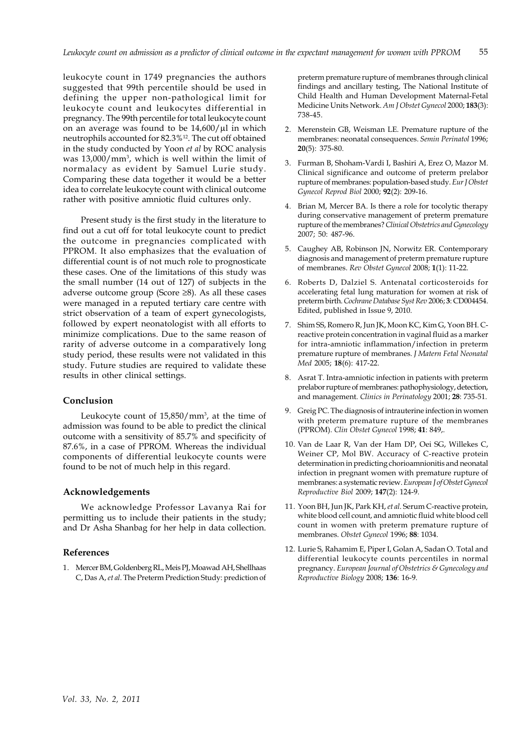leukocyte count in 1749 pregnancies the authors suggested that 99th percentile should be used in defining the upper non-pathological limit for leukocyte count and leukocytes differential in pregnancy. The 99th percentile for total leukocyte count on an average was found to be 14,600/µl in which neutrophils accounted for 82.3%[12]. The cut off obtained in the study conducted by Yoon *et al* by ROC analysis was 13,000/mm$^3$, which is well within the limit of normalacy as evident by Samuel Lurie study. Comparing these data together it would be a better idea to correlate leukocyte count with clinical outcome rather with positive amniotic fluid cultures only.

Present study is the first study in the literature to find out a cut off for total leukocyte count to predict the outcome in pregnancies complicated with PPROM. It also emphasizes that the evaluation of differential count is of not much role to prognosticate these cases. One of the limitations of this study was the small number (14 out of 127) of subjects in the adverse outcome group (Score ≥8). As all these cases were managed in a reputed tertiary care centre with strict observation of a team of expert gynecologists, followed by expert neonatologist with all efforts to minimize complications. Due to the same reason of rarity of adverse outcome in a comparatively long study period, these results were not validated in this study. Future studies are required to validate these results in other clinical settings.

## Conclusion

Leukocyte count of 15,850/mm$^3$, at the time of admission was found to be able to predict the clinical outcome with a sensitivity of 85.7% and specificity of 87.6%, in a case of PPROM. Whereas the individual components of differential leukocyte counts were found to be not of much help in this regard.

## Acknowledgements

We acknowledge Professor Lavanya Rai for permitting us to include their patients in the study; and Dr Asha Shanbag for her help in data collection.

## References

1. Mercer BM, Goldenberg RL, Meis PJ, Moawad AH, Shellhaas C, Das A, *et al*. The Preterm Prediction Study: prediction of preterm premature rupture of membranes through clinical findings and ancillary testing, The National Institute of Child Health and Human Development Maternal-Fetal Medicine Units Network. *Am J Obstet Gynecol* 2000; **183**(3): 738-45.
2. Merenstein GB, Weisman LE. Premature rupture of the membranes: neonatal consequences. *Semin Perinatol* 1996; **20**(5): 375-80.
3. Furman B, Shoham-Vardi I, Bashiri A, Erez O, Mazor M. Clinical significance and outcome of preterm prelabor rupture of membranes: population-based study. *Eur J Obstet Gynecol Reprod Biol* 2000; **92**(2): 209-16.
4. Brian M, Mercer BA. Is there a role for tocolytic therapy during conservative management of preterm premature rupture of the membranes? *Clinical Obstetrics and Gynecology* 2007; 50: 487-96.
5. Caughey AB, Robinson JN, Norwitz ER. Contemporary diagnosis and management of preterm premature rupture of membranes. *Rev Obstet Gynecol* 2008; **1**(1): 11-22.
6. Roberts D, Dalziel S. Antenatal corticosteroids for accelerating fetal lung maturation for women at risk of preterm birth. *Cochrane Database Syst Rev* 2006; **3**: CD004454. Edited, published in Issue 9, 2010.
7. Shim SS, Romero R, Jun JK, Moon KC, Kim G, Yoon BH. C-reactive protein concentration in vaginal fluid as a marker for intra-amniotic inflammation/infection in preterm premature rupture of membranes. *J Matern Fetal Neonatal Med* 2005; **18**(6): 417-22.
8. Asrat T. Intra-amniotic infection in patients with preterm prelabor rupture of membranes: pathophysiology, detection, and management. *Clinics in Perinatology* 2001; **28**: 735-51.
9. Greig PC. The diagnosis of intrauterine infection in women with preterm premature rupture of the membranes (PPROM). *Clin Obstet Gynecol* 1998; **41**: 849,.
10. Van de Laar R, Van der Ham DP, Oei SG, Willekes C, Weiner CP, Mol BW. Accuracy of C-reactive protein determination in predicting chorioamnionitis and neonatal infection in pregnant women with premature rupture of membranes: a systematic review. *European J of Obstet Gynecol Reproductive Biol* 2009; **147**(2): 124-9.
11. Yoon BH, Jun JK, Park KH, *et al*. Serum C-reactive protein, white blood cell count, and amniotic fluid white blood cell count in women with preterm premature rupture of membranes. *Obstet Gynecol* 1996; **88**: 1034.
12. Lurie S, Rahamim E, Piper I, Golan A, Sadan O. Total and differential leukocyte counts percentiles in normal pregnancy. *European Journal of Obstetrics & Gynecology and Reproductive Biology* 2008; **136**: 16-9.